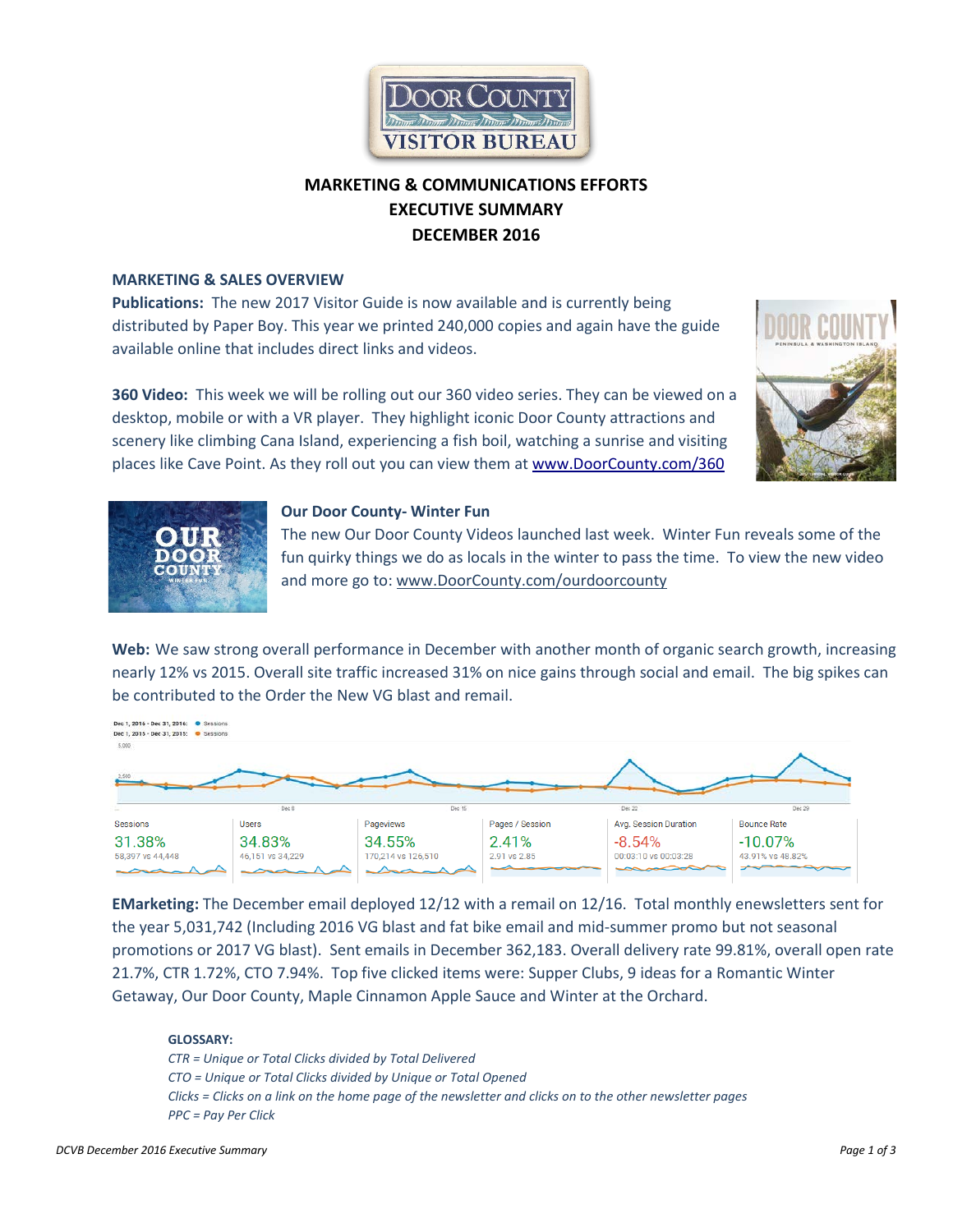# MARKETING & COMMUNICATIONS EFFORTS
# EXECUTIVE SUMMARY
# DECEMBER 2016

## MARKETING & SALES OVERVIEW

**Publications:** The new 2017 Visitor Guide is now available and is currently being distributed by Paper Boy. This year we printed 240,000 copies and again have the guide available online that includes direct links and videos.

**360 Video:** This week we will be rolling out our 360 video series. They can be viewed on a desktop, mobile or with a VR player. They highlight iconic Door County attractions and scenery like climbing Cana Island, experiencing a fish boil, watching a sunrise and visiting places like Cave Point. As they roll out you can view them at www.DoorCounty.com/360

**Our Door County- Winter Fun**

The new Our Door County Videos launched last week. Winter Fun reveals some of the fun quirky things we do as locals in the winter to pass the time. To view the new video and more go to: www.DoorCounty.com/ourdoorcounty

**Web:** We saw strong overall performance in December with another month of organic search growth, increasing nearly 12% vs 2015. Overall site traffic increased 31% on nice gains through social and email. The big spikes can be contributed to the Order the New VG blast and remail.

Dec 1, 2016 - Dec 31, 2016: Sessions
Dec 1, 2015 - Dec 31, 2015: Sessions

Sessions 31.38% 58,397 vs 44,448
Users 34.83% 46,151 vs 34,229
Pageviews 34.55% 170,214 vs 126,510
Pages / Session 2.41% 2.91 vs 2.85
Avg. Session Duration -8.54% 00:03:10 vs 00:03:28
Bounce Rate -10.07% 43.91% vs 48.82%

**EMarketing:** The December email deployed 12/12 with a remail on 12/16. Total monthly enewsletters sent for the year 5,031,742 (Including 2016 VG blast and fat bike email and mid-summer promo but not seasonal promotions or 2017 VG blast). Sent emails in December 362,183. Overall delivery rate 99.81%, overall open rate 21.7%, CTR 1.72%, CTO 7.94%. Top five clicked items were: Supper Clubs, 9 ideas for a Romantic Winter Getaway, Our Door County, Maple Cinnamon Apple Sauce and Winter at the Orchard.

**GLOSSARY:**

*CTR = Unique or Total Clicks divided by Total Delivered*
*CTO = Unique or Total Clicks divided by Unique or Total Opened*
*Clicks = Clicks on a link on the home page of the newsletter and clicks on to the other newsletter pages*
*PPC = Pay Per Click*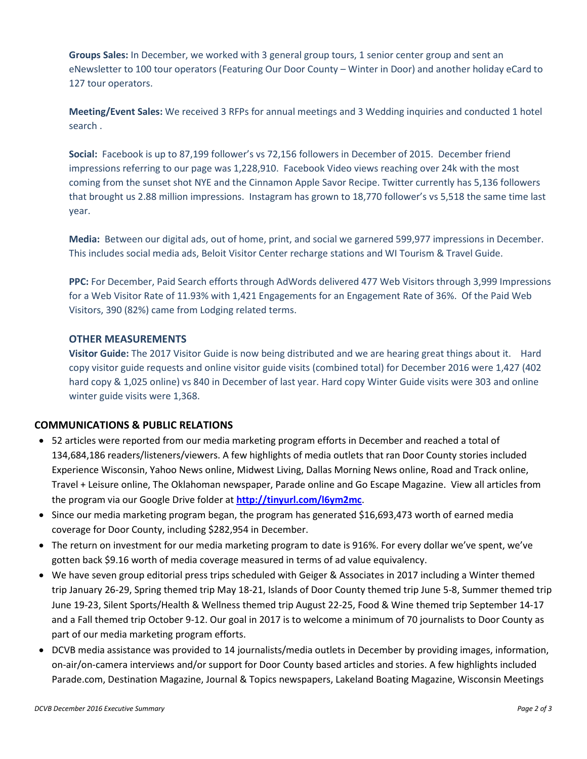**Groups Sales:** In December, we worked with 3 general group tours, 1 senior center group and sent an eNewsletter to 100 tour operators (Featuring Our Door County – Winter in Door) and another holiday eCard to 127 tour operators.

**Meeting/Event Sales:** We received 3 RFPs for annual meetings and 3 Wedding inquiries and conducted 1 hotel search .

**Social:** Facebook is up to 87,199 follower's vs 72,156 followers in December of 2015. December friend impressions referring to our page was 1,228,910. Facebook Video views reaching over 24k with the most coming from the sunset shot NYE and the Cinnamon Apple Savor Recipe. Twitter currently has 5,136 followers that brought us 2.88 million impressions. Instagram has grown to 18,770 follower's vs 5,518 the same time last year.

**Media:** Between our digital ads, out of home, print, and social we garnered 599,977 impressions in December. This includes social media ads, Beloit Visitor Center recharge stations and WI Tourism & Travel Guide.

**PPC:** For December, Paid Search efforts through AdWords delivered 477 Web Visitors through 3,999 Impressions for a Web Visitor Rate of 11.93% with 1,421 Engagements for an Engagement Rate of 36%. Of the Paid Web Visitors, 390 (82%) came from Lodging related terms.

### OTHER MEASUREMENTS

**Visitor Guide:** The 2017 Visitor Guide is now being distributed and we are hearing great things about it. Hard copy visitor guide requests and online visitor guide visits (combined total) for December 2016 were 1,427 (402 hard copy & 1,025 online) vs 840 in December of last year. Hard copy Winter Guide visits were 303 and online winter guide visits were 1,368.

## COMMUNICATIONS & PUBLIC RELATIONS

- 52 articles were reported from our media marketing program efforts in December and reached a total of 134,684,186 readers/listeners/viewers. A few highlights of media outlets that ran Door County stories included Experience Wisconsin, Yahoo News online, Midwest Living, Dallas Morning News online, Road and Track online, Travel + Leisure online, The Oklahoman newspaper, Parade online and Go Escape Magazine. View all articles from the program via our Google Drive folder at **[http://tinyurl.com/l6ym2mc](http://tinyurl.com/l6ym2mc)**.
- Since our media marketing program began, the program has generated $16,693,473 worth of earned media coverage for Door County, including $282,954 in December.
- The return on investment for our media marketing program to date is 916%. For every dollar we've spent, we've gotten back $9.16 worth of media coverage measured in terms of ad value equivalency.
- We have seven group editorial press trips scheduled with Geiger & Associates in 2017 including a Winter themed trip January 26-29, Spring themed trip May 18-21, Islands of Door County themed trip June 5-8, Summer themed trip June 19-23, Silent Sports/Health & Wellness themed trip August 22-25, Food & Wine themed trip September 14-17 and a Fall themed trip October 9-12. Our goal in 2017 is to welcome a minimum of 70 journalists to Door County as part of our media marketing program efforts.
- DCVB media assistance was provided to 14 journalists/media outlets in December by providing images, information, on-air/on-camera interviews and/or support for Door County based articles and stories. A few highlights included Parade.com, Destination Magazine, Journal & Topics newspapers, Lakeland Boating Magazine, Wisconsin Meetings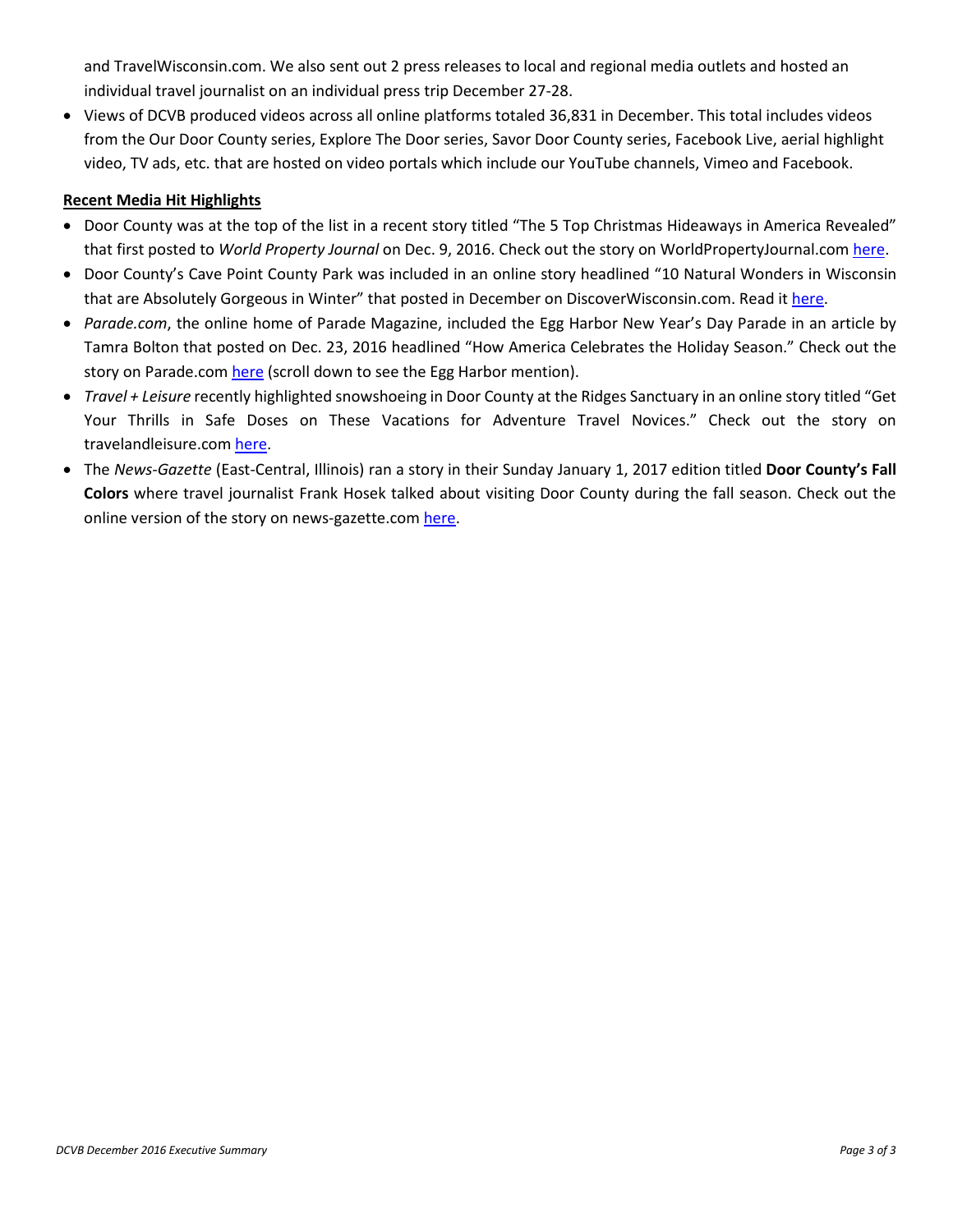and TravelWisconsin.com. We also sent out 2 press releases to local and regional media outlets and hosted an individual travel journalist on an individual press trip December 27-28.

- Views of DCVB produced videos across all online platforms totaled 36,831 in December. This total includes videos from the Our Door County series, Explore The Door series, Savor Door County series, Facebook Live, aerial highlight video, TV ads, etc. that are hosted on video portals which include our YouTube channels, Vimeo and Facebook.

**Recent Media Hit Highlights**

- Door County was at the top of the list in a recent story titled "The 5 Top Christmas Hideaways in America Revealed" that first posted to *World Property Journal* on Dec. 9, 2016. Check out the story on WorldPropertyJournal.com here.
- Door County's Cave Point County Park was included in an online story headlined "10 Natural Wonders in Wisconsin that are Absolutely Gorgeous in Winter" that posted in December on DiscoverWisconsin.com. Read it here.
- *Parade.com*, the online home of Parade Magazine, included the Egg Harbor New Year's Day Parade in an article by Tamra Bolton that posted on Dec. 23, 2016 headlined "How America Celebrates the Holiday Season." Check out the story on Parade.com here (scroll down to see the Egg Harbor mention).
- *Travel + Leisure* recently highlighted snowshoeing in Door County at the Ridges Sanctuary in an online story titled "Get Your Thrills in Safe Doses on These Vacations for Adventure Travel Novices." Check out the story on travelandleisure.com here.
- The *News-Gazette* (East-Central, Illinois) ran a story in their Sunday January 1, 2017 edition titled **Door County's Fall Colors** where travel journalist Frank Hosek talked about visiting Door County during the fall season. Check out the online version of the story on news-gazette.com here.